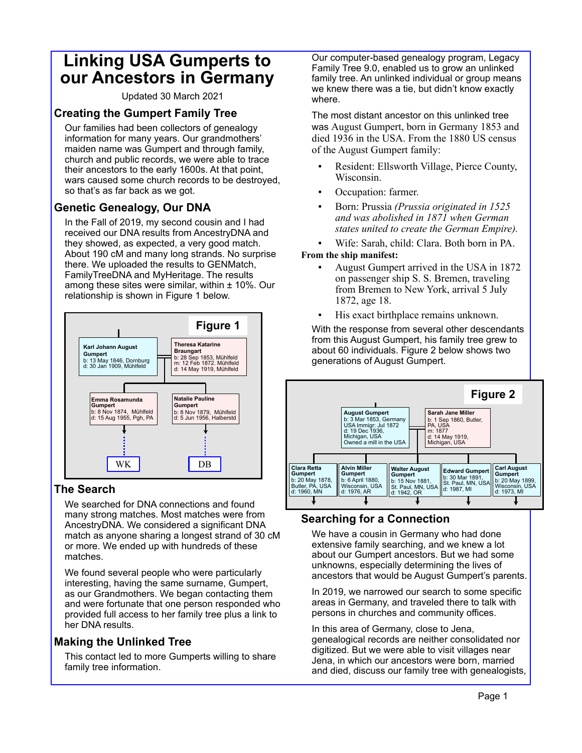# Linking USA Gumperts to our Ancestors in Germany

Updated 30 March 2021

## Creating the Gumpert Family Tree

Our families had been collectors of genealogy information for many years. Our grandmothers' maiden name was Gumpert and through family, church and public records, we were able to trace their ancestors to the early 1600s. At that point, wars caused some church records to be destroyed, so that's as far back as we got.

## Genetic Genealogy, Our DNA

In the Fall of 2019, my second cousin and I had received our DNA results from AncestryDNA and they showed, as expected, a very good match. About 190 cM and many long strands. No surprise there. We uploaded the results to GENMatch, FamilyTreeDNA and MyHeritage. The results among these sites were similar, within ± 10%. Our relationship is shown in Figure 1 below.

**Figure 1**

Karl Johann August Gumpert
b: 13 May 1846, Dornburg
d: 30 Jan 1909, Mühlfeld

Theresa Katarine Braungart
b: 28 Sep 1853, Mühlfeld
m: 12 Feb 1872, Mühlfeld
d: 14 May 1919, Mühlfeld

Emma Rosamunda Gumpert
b: 8 Nov 1874, Mühlfeld
d: 15 Aug 1955, Pgh, PA

Natalie Pauline Gumpert
b: 8 Nov 1879, Mühlfeld
d: 5 Jun 1956, Halberstd

WK

DB

## The Search

We searched for DNA connections and found many strong matches. Most matches were from AncestryDNA. We considered a significant DNA match as anyone sharing a longest strand of 30 cM or more. We ended up with hundreds of these matches.

We found several people who were particularly interesting, having the same surname, Gumpert, as our Grandmothers. We began contacting them and were fortunate that one person responded who provided full access to her family tree plus a link to her DNA results.

## Making the Unlinked Tree

This contact led to more Gumperts willing to share family tree information.

Our computer-based genealogy program, Legacy Family Tree 9.0, enabled us to grow an unlinked family tree. An unlinked individual or group means we knew there was a tie, but didn't know exactly where.

The most distant ancestor on this unlinked tree was August Gumpert, born in Germany 1853 and died 1936 in the USA. From the 1880 US census of the August Gumpert family:

- Resident: Ellsworth Village, Pierce County, Wisconsin.
- Occupation: farmer.
- Born: Prussia *(Prussia originated in 1525 and was abolished in 1871 when German states united to create the German Empire).*
- Wife: Sarah, child: Clara. Both born in PA.

**From the ship manifest:**

- August Gumpert arrived in the USA in 1872 on passenger ship S. S. Bremen, traveling from Bremen to New York, arrival 5 July 1872, age 18.
- His exact birthplace remains unknown.

With the response from several other descendants from this August Gumpert, his family tree grew to about 60 individuals. Figure 2 below shows two generations of August Gumpert.

**Figure 2**

August Gumpert
b: 3 Mar 1853, Germany
USA Immigr: Jul 1872
d: 19 Dec 1936, Michigan, USA
Owned a mill in the USA

Sarah Jane Miller
b: 1 Sep 1860, Butler, PA, USA
m: 1877
d: 14 May 1919, Michigan, USA

Clara Retta Gumpert
b: 20 May 1878, Butler, PA, USA
d: 1960, MN

Alvin Miller Gumpert
b: 6 April 1880, Wisconsin, USA
d: 1976, AR

Walter August Gumpert
b: 15 Nov 1881, St. Paul, MN, USA
d: 1942, OR

Edward Gumpert
b: 30 Mar 1891, St. Paul, MN, USA
d: 1987, MI

Carl August Gumpert
b: 20 May 1899, Wisconsin, USA
d: 1973, MI

## Searching for a Connection

We have a cousin in Germany who had done extensive family searching, and we knew a lot about our Gumpert ancestors. But we had some unknowns, especially determining the lives of ancestors that would be August Gumpert's parents.

In 2019, we narrowed our search to some specific areas in Germany, and traveled there to talk with persons in churches and community offices.

In this area of Germany, close to Jena, genealogical records are neither consolidated nor digitized. But we were able to visit villages near Jena, in which our ancestors were born, married and died, discuss our family tree with genealogists,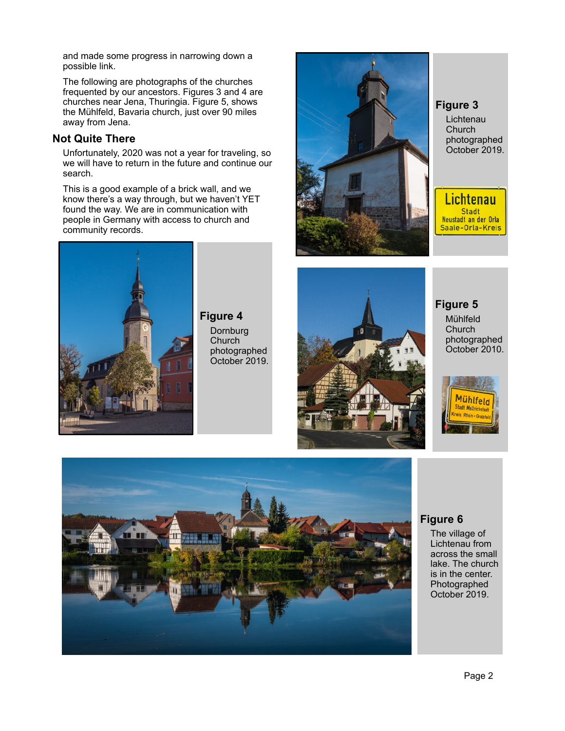and made some progress in narrowing down a possible link.

The following are photographs of the churches frequented by our ancestors. Figures 3 and 4 are churches near Jena, Thuringia. Figure 5, shows the Mühlfeld, Bavaria church, just over 90 miles away from Jena.

## Not Quite There

Unfortunately, 2020 was not a year for traveling, so we will have to return in the future and continue our search.

This is a good example of a brick wall, and we know there's a way through, but we haven't YET found the way. We are in communication with people in Germany with access to church and community records.

**Figure 3**
Lichtenau Church photographed October 2019.

**Figure 4**
Dornburg Church photographed October 2019.

**Figure 5**
Mühlfeld Church photographed October 2010.

**Figure 6**
The village of Lichtenau from across the small lake. The church is in the center. Photographed October 2019.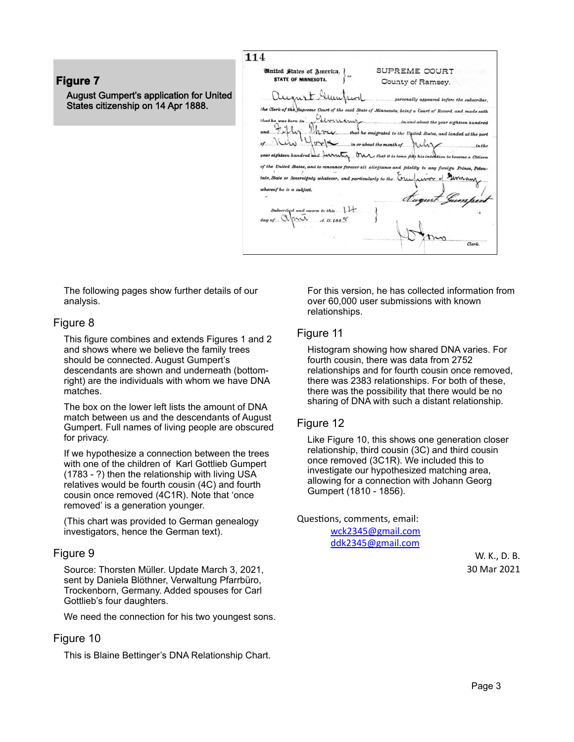**Figure 7**

**August Gumpert's application for United States citizenship on 14 Apr 1888.**

114

United States of America, STATE OF MINNESOTA. ss. SUPREME COURT County of Ramsey.

August Gumpert personally appeared before the subscriber, the Clerk of the Supreme Court of the said State of Minnesota, being a Court of Record, and made oath that he was born in Germany in and about the year eighteen hundred and Fifty Three that he emigrated to the United States, and landed at the port of New York in or about the month of July in the year eighteen hundred and twenty one, that it is bona fide his intention to become a Citizen of the United States, and to renounce forever all allegiance and fidelity to any foreign Prince, Potentate, State or Sovereignty whatever, and particularly to the Emperor of Germany whereof he is a subject.

August Gumpert

Subscribed and sworn to this 14 day of April A. D. 1888

Clerk.

The following pages show further details of our analysis.

## Figure 8

This figure combines and extends Figures 1 and 2 and shows where we believe the family trees should be connected. August Gumpert's descendants are shown and underneath (bottom-right) are the individuals with whom we have DNA matches.

The box on the lower left lists the amount of DNA match between us and the descendants of August Gumpert. Full names of living people are obscured for privacy.

If we hypothesize a connection between the trees with one of the children of Karl Gottlieb Gumpert (1783 - ?) then the relationship with living USA relatives would be fourth cousin (4C) and fourth cousin once removed (4C1R). Note that 'once removed' is a generation younger.

(This chart was provided to German genealogy investigators, hence the German text).

## Figure 9

Source: Thorsten Müller. Update March 3, 2021, sent by Daniela Blöthner, Verwaltung Pfarrbüro, Trockenborn, Germany. Added spouses for Carl Gottlieb's four daughters.

We need the connection for his two youngest sons.

## Figure 10

This is Blaine Bettinger's DNA Relationship Chart. For this version, he has collected information from over 60,000 user submissions with known relationships.

## Figure 11

Histogram showing how shared DNA varies. For fourth cousin, there was data from 2752 relationships and for fourth cousin once removed, there was 2383 relationships. For both of these, there was the possibility that there would be no sharing of DNA with such a distant relationship.

## Figure 12

Like Figure 10, this shows one generation closer relationship, third cousin (3C) and third cousin once removed (3C1R). We included this to investigate our hypothesized matching area, allowing for a connection with Johann Georg Gumpert (1810 - 1856).

Questions, comments, email:

wck2345@gmail.com
ddk2345@gmail.com

W. K., D. B.
30 Mar 2021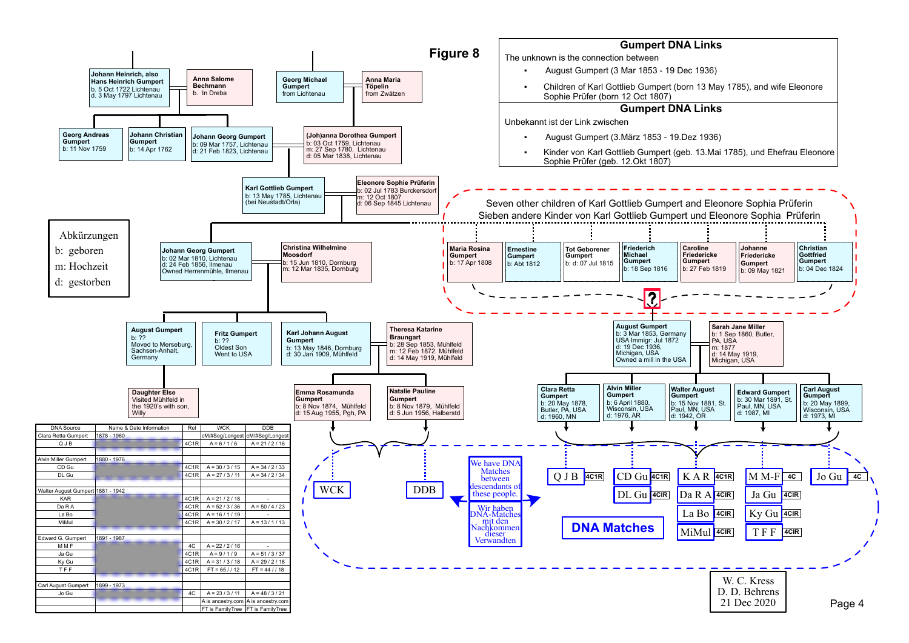# Figure 8

## Gumpert DNA Links

The unknown is the connection between

- August Gumpert (3 Mar 1853 - 19 Dec 1936)
- Children of Karl Gottlieb Gumpert (born 13 May 1785), and wife Eleonore Sophie Prüfer (born 12 Oct 1807)

## Gumpert DNA Links

Unbekannt ist der Link zwischen

- August Gumpert (3.März 1853 - 19.Dez 1936)
- Kinder von Karl Gottlieb Gumpert (geb. 13.Mai 1785), und Ehefrau Eleonore Sophie Prüfer (geb. 12.Okt 1807)

**Johann Heinrich, also Hans Heinrich Gumpert**
b. 5 Oct 1722 Lichtenau
d. 3 May 1797 Lichtenau

**Anna Salome Bechmann**
b. In Dreba

**Georg Michael Gumpert**
from Lichtenau

**Anna Maria Töpelin**
from Zwätzen

**Georg Andreas Gumpert**
b: 11 Nov 1759

**Johann Christian Gumpert**
b: 14 Apr 1762

**Johann Georg Gumpert**
b: 09 Mar 1757, Lichtenau
d: 21 Feb 1823, Lichtenau

**(Joh)anna Dorothea Gumpert**
b: 03 Oct 1759, Lichtenau
m: 27 Sep 1780, Lichtenau
d: 05 Mar 1838, Lichtenau

**Karl Gottlieb Gumpert**
b: 13 May 1785, Lichtenau (bei Neustadt/Orla)

**Eleonore Sophie Prüferin**
b: 02 Jul 1783 Burckersdorf
m: 12 Oct 1807
d: 06 Sep 1845 Lichtenau

Abkürzungen
b: geboren
m: Hochzeit
d: gestorben

**Johann Georg Gumpert**
b: 02 Mar 1810, Lichtenau
d: 24 Feb 1856, Ilmenau
Owned Herrenmühle, Ilmenau

**Christina Wilhelmine Moosdorf**
b: 15 Jun 1810, Dornburg
m: 12 Mar 1835, Dornburg

Seven other children of Karl Gottlieb Gumpert and Eleonore Sophia Prüferin
Sieben andere Kinder von Karl Gottlieb Gumpert und Eleonore Sophia Prüferin

**Maria Rosina Gumpert**
b: 17 Apr 1808

**Ernestine Gumpert**
b: Abt 1812

**Tot Geborener Gumpert**
b: d: 07 Jul 1815

**Friederich Michael Gumpert**
b: 18 Sep 1816

**Caroline Friedericke Gumpert**
b: 27 Feb 1819

**Johanne Friedericke Gumpert**
b: 09 May 1821

**Christian Gottfried Gumpert**
b: 04 Dec 1824

?

**August Gumpert**
b: ??
Moved to Merseburg, Sachsen-Anhalt, Germany

**Fritz Gumpert**
b: ??
Oldest Son
Went to USA

**Karl Johann August Gumpert**
b: 13 May 1846, Dornburg
d: 30 Jan 1909, Mühlfeld

**Theresa Katarine Braungart**
b: 28 Sep 1853, Mühlfeld
m: 12 Feb 1872. Mühlfeld
d: 14 May 1919, Mühlfeld

**August Gumpert**
b: 3 Mar 1853, Germany
USA Immigr: Jul 1872
d: 19 Dec 1936, Michigan, USA
Owned a mill in the USA

**Sarah Jane Miller**
b: 1 Sep 1860, Butler, PA, USA
m: 1877
d: 14 May 1919, Michigan, USA

**Daughter Else**
Visited Mühlfeld in the 1920's with son, Willy

**Emma Rosamunda Gumpert**
b: 8 Nov 1874, Mühlfeld
d: 15 Aug 1955, Pgh, PA

**Natalie Pauline Gumpert**
b: 8 Nov 1879, Mühlfeld
d: 5 Jun 1956, Halberstd

**Clara Retta Gumpert**
b: 20 May 1878, Butler, PA, USA
d: 1960, MN

**Alvin Miller Gumpert**
b: 6 April 1880, Wisconsin, USA
d: 1976, AR

**Walter August Gumpert**
b: 15 Nov 1881, St. Paul, MN, USA
d: 1942, OR

**Edward Gumpert**
b: 30 Mar 1891, St. Paul, MN, USA
d: 1987, MI

**Carl August Gumpert**
b: 20 May 1899, Wisconsin, USA
d: 1973, MI

WCK — DDB

We have DNA Matches between descendants of these people.
Wir haben DNA-Matches mit den Nachkommen dieser Verwandten

**DNA Matches**

Q J B 4C1R — CD Gu 4C1R, DL Gu 4C1R — K A R 4C1R, Da R A 4C1R, La Bo 4C1R, MiMul 4C1R — M M-F 4C, Ja Gu 4C1R, Ky Gu 4C1R, T F F 4C1R — Jo Gu 4C

| DNA Source | Name & Date Information | Rel | WCK | DDB |
|---|---|---|---|---|
| Clara Retta Gumpert | 1878 - 1960 | | cM/#Seg/Longest | cM/#Seg/Longest |
| Q J B | | 4C1R | A = 6 / 1 / 6 | A = 21 / 2 / 16 |
| | | | | |
| Alvin Miller Gumpert | 1880 - 1976 | | | |
| CD Gu | | 4C1R | A = 30 / 3 / 15 | A = 34 / 2 / 33 |
| DL Gu | | 4C1R | A = 27 / 3 / 11 | A = 34 / 2 / 34 |
| | | | | |
| Walter August Gumpert | 1881 - 1942 | | | |
| KAR | | 4C1R | A = 21 / 2 / 18 | - |
| Da R A | | 4C1R | A = 52 / 3 / 36 | A = 50 / 4 / 23 |
| La Bo | | 4C1R | A = 16 / 1 / 19 | - |
| MiMul | | 4C1R | A = 30 / 2 / 17 | A = 13 / 1 / 13 |
| | | | | |
| Edward G. Gumpert | 1891 - 1987 | | | |
| M M F | | 4C | A = 22 / 2 / 16 | - |
| Ja Gu | | 4C1R | A = 9 / 1 / 9 | A = 51 / 3 / 37 |
| Ky Gu | | 4C1R | A = 31 / 3 / 18 | A = 29 / 2 / 18 |
| T F F | | 4C1R | FT = 65 / / 12 | FT = 44 / / 18 |
| | | | | |
| Carl August Gumpert | 1899 - 1973 | | | |
| Jo Gu | | 4C | A = 23 / 3 / 11 | A = 48 / 3 / 21 |
| | | | A is ancestry.com | A is ancestry.com |
| | | | FT is FamilyTree | FT is FamilyTree |

W. C. Kress
D. D. Behrens
21 Dec 2020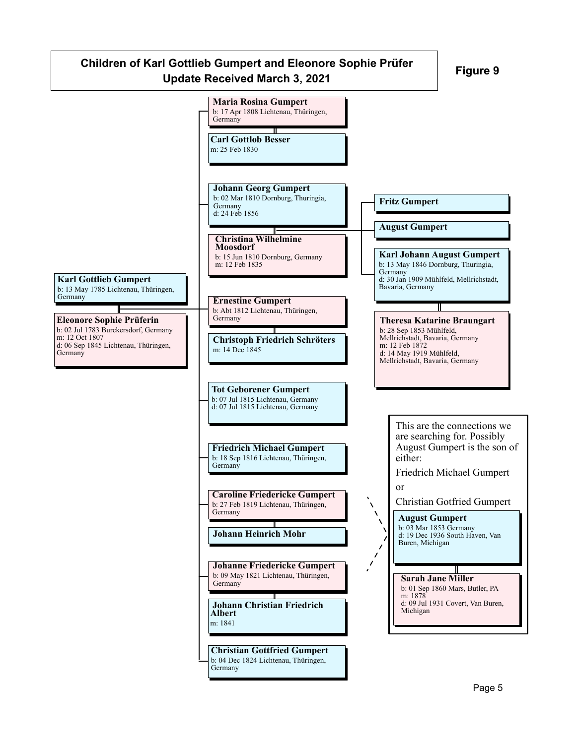# Children of Karl Gottlieb Gumpert and Eleonore Sophie Prüfer
## Update Received March 3, 2021

**Figure 9**

**Karl Gottlieb Gumpert**
b: 13 May 1785 Lichtenau, Thüringen, Germany

**Eleonore Sophie Prüferin**
b: 02 Jul 1783 Burckersdorf, Germany
m: 12 Oct 1807
d: 06 Sep 1845 Lichtenau, Thüringen, Germany

---

**Maria Rosina Gumpert**
b: 17 Apr 1808 Lichtenau, Thüringen, Germany

**Carl Gottlob Besser**
m: 25 Feb 1830

**Johann Georg Gumpert**
b: 02 Mar 1810 Dornburg, Thuringia, Germany
d: 24 Feb 1856

**Christina Wilhelmine Moosdorf**
b: 15 Jun 1810 Dornburg, Germany
m: 12 Feb 1835

- **Fritz Gumpert**
- **August Gumpert**
- **Karl Johann August Gumpert**
  b: 13 May 1846 Dornburg, Thuringia, Germany
  d: 30 Jan 1909 Mühlfeld, Mellrichstadt, Bavaria, Germany

  **Theresa Katarine Braungart**
  b: 28 Sep 1853 Mühlfeld, Mellrichstadt, Bavaria, Germany
  m: 12 Feb 1872
  d: 14 May 1919 Mühlfeld, Mellrichstadt, Bavaria, Germany

**Ernestine Gumpert**
b: Abt 1812 Lichtenau, Thüringen, Germany

**Christoph Friedrich Schröters**
m: 14 Dec 1845

**Tot Geborener Gumpert**
b: 07 Jul 1815 Lichtenau, Germany
d: 07 Jul 1815 Lichtenau, Germany

**Friedrich Michael Gumpert**
b: 18 Sep 1816 Lichtenau, Thüringen, Germany

**Caroline Friedericke Gumpert**
b: 27 Feb 1819 Lichtenau, Thüringen, Germany

**Johann Heinrich Mohr**

**Johanne Friedericke Gumpert**
b: 09 May 1821 Lichtenau, Thüringen, Germany

**Johann Christian Friedrich Albert**
m: 1841

**Christian Gottfried Gumpert**
b: 04 Dec 1824 Lichtenau, Thüringen, Germany

---

This are the connections we are searching for. Possibly August Gumpert is the son of either:

Friedrich Michael Gumpert

or

Christian Gotfried Gumpert

**August Gumpert**
b: 03 Mar 1853 Germany
d: 19 Dec 1936 South Haven, Van Buren, Michigan

**Sarah Jane Miller**
b: 01 Sep 1860 Mars, Butler, PA
m: 1878
d: 09 Jul 1931 Covert, Van Buren, Michigan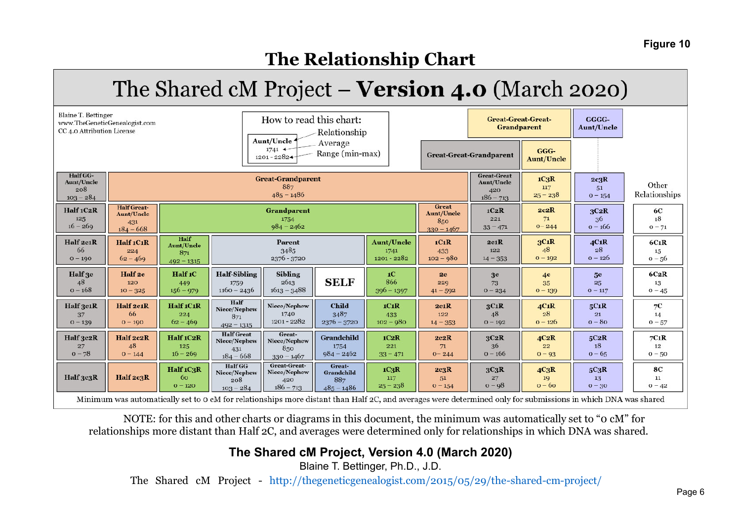Figure 10

# The Relationship Chart

## The Shared cM Project – **Version 4.0** (March 2020)

Blaine T. Bettinger
www.TheGeneticGenealogist.com
CC 4.0 Attribution License

How to read this chart:
Aunt/Uncle – Relationship
1741 – Average
1201 - 2282 – Range (min-max)

| | | | | | | | | | | | |
|---|---|---|---|---|---|---|---|---|---|---|---|
| | | | | | | | | Great-Great-Great-Grandparent | | GGGG-Aunt/Uncle | |
| | | | | | | | Great-Great-Grandparent | | GGG-Aunt/Uncle | | |
| Half GG-Aunt/Uncle 208 103 – 284 | Great-Grandparent 887 485 – 1486 | | | | | | | Great-Great Aunt/Uncle 420 186 – 713 | 1C3R 117 25 – 238 | 2c3R 51 0 – 154 | Other Relationships |
| Half 1C2R 125 16 – 269 | Half Great-Aunt/Uncle 431 184 – 668 | Grandparent 1754 984 – 2462 | | | | | Great Aunt/Uncle 850 330 – 1467 | 1C2R 221 33 – 471 | 2c2R 71 0 – 244 | 3C2R 36 0 – 166 | 6C 18 0 – 71 |
| Half 2c1R 66 0 – 190 | Half 1C1R 224 62 – 469 | Half Aunt/Uncle 871 492 – 1315 | Parent 3485 2376 - 3720 | | | Aunt/Uncle 1741 1201 - 2282 | 1C1R 433 102 – 980 | 2c1R 122 14 – 353 | 3C1R 48 0 – 192 | 4C1R 28 0 – 126 | 6C1R 15 0 – 56 |
| Half 3c 48 0 – 168 | Half 2c 120 10 – 325 | Half 1C 449 156 – 979 | Half-Sibling 1759 1160 – 2436 | Sibling 2613 1613 – 3488 | SELF | 1C 866 396 – 1397 | 2c 229 41 – 592 | 3c 73 0 – 234 | 4c 35 0 – 139 | 5c 25 0 – 117 | 6C2R 13 0 – 45 |
| Half 3c1R 37 0 – 139 | Half 2c1R 66 0 – 190 | Half 1C1R 224 62 – 469 | Half Niece/Nephew 871 492 – 1315 | Niece/Nephew 1740 1201 - 2282 | Child 3487 2376 – 3720 | 1C1R 433 102 – 980 | 2c1R 122 14 – 353 | 3C1R 48 0 – 192 | 4C1R 28 0 – 126 | 5C1R 21 0 – 80 | 7C 14 0 – 57 |
| Half 3c2R 27 0 – 78 | Half 2c2R 48 0 – 144 | Half 1C2R 125 16 – 269 | Half Great Niece/Nephew 431 184 – 668 | Great-Niece/Nephew 850 330 – 1467 | Grandchild 1754 984 – 2462 | 1C2R 221 33 – 471 | 2c2R 71 0 – 244 | 3C2R 36 0 – 166 | 4C2R 22 0 – 93 | 5C2R 18 0 – 65 | 7C1R 12 0 – 50 |
| Half 3c3R | Half 2c3R | Half 1C3R 60 0 – 120 | Half GG Niece/Nephew 208 103 – 284 | Great-Great-Niece/Nephew 420 186 – 713 | Great-Grandchild 887 485 – 1486 | 1C3R 117 25 – 238 | 2c3R 51 0 – 154 | 3C3R 27 0 – 98 | 4C3R 19 0 – 60 | 5C3R 13 0 – 30 | 8C 11 0 – 42 |

Minimum was automatically set to 0 cM for relationships more distant than Half 2C, and averages were determined only for submissions in which DNA was shared

NOTE: for this and other charts or diagrams in this document, the minimum was automatically set to "0 cM" for relationships more distant than Half 2C, and averages were determined only for relationships in which DNA was shared.

**The Shared cM Project, Version 4.0 (March 2020)**

Blaine T. Bettinger, Ph.D., J.D.

The Shared cM Project - http://thegeneticgenealogist.com/2015/05/29/the-shared-cm-project/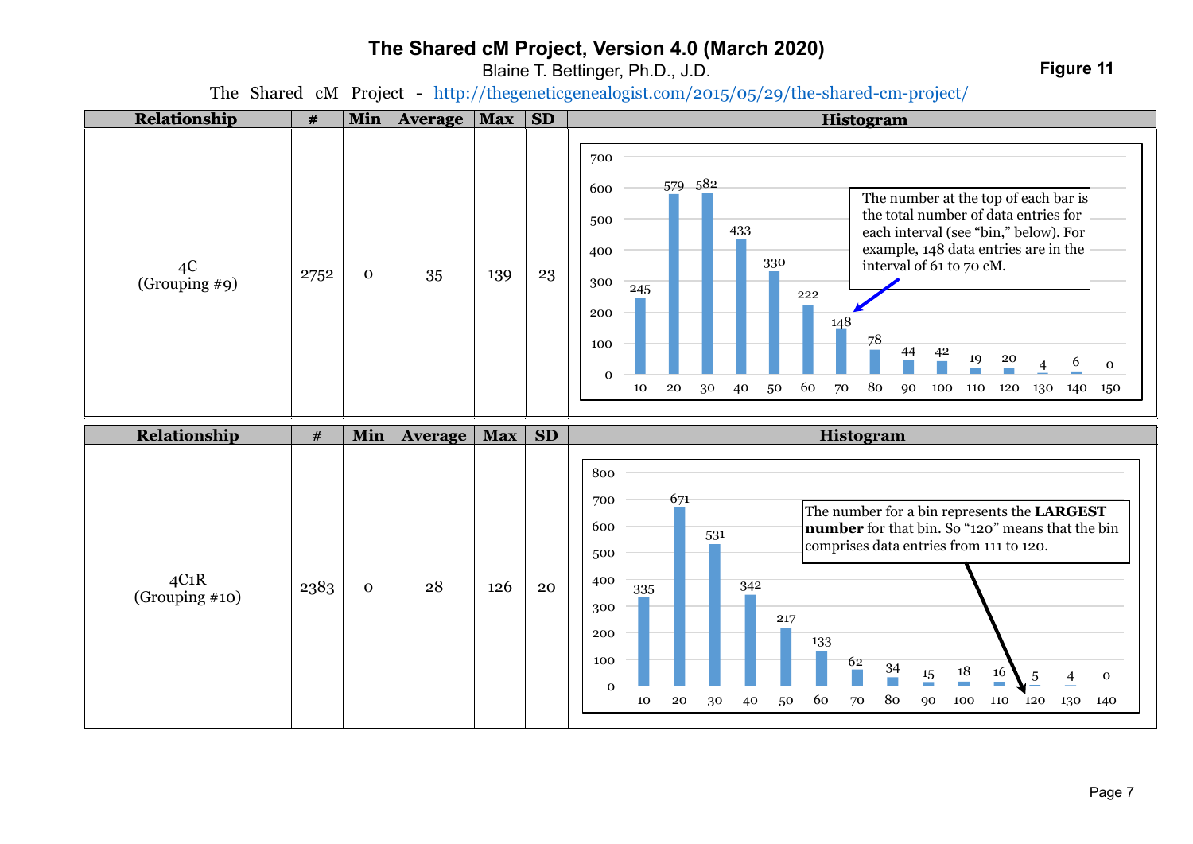# The Shared cM Project, Version 4.0 (March 2020)

Blaine T. Bettinger, Ph.D., J.D.

**Figure 11**

The Shared cM Project - http://thegeneticgenealogist.com/2015/05/29/the-shared-cm-project/

| Relationship | # | Min | Average | Max | SD | Histogram |
|---|---|---|---|---|---|---|
| 4C (Grouping #9) | 2752 | 0 | 35 | 139 | 23 | See histogram below |

Histogram (4C):

| Bin | 10 | 20 | 30 | 40 | 50 | 60 | 70 | 80 | 90 | 100 | 110 | 120 | 130 | 140 | 150 |
|---|---|---|---|---|---|---|---|---|---|---|---|---|---|---|---|
| Count | 245 | 579 | 582 | 433 | 330 | 222 | 148 | 78 | 44 | 42 | 19 | 20 | 4 | 6 | 0 |

The number at the top of each bar is the total number of data entries for each interval (see "bin," below). For example, 148 data entries are in the interval of 61 to 70 cM.

| Relationship | # | Min | Average | Max | SD | Histogram |
|---|---|---|---|---|---|---|
| 4C1R (Grouping #10) | 2383 | 0 | 28 | 126 | 20 | See histogram below |

Histogram (4C1R):

| Bin | 10 | 20 | 30 | 40 | 50 | 60 | 70 | 80 | 90 | 100 | 110 | 120 | 130 | 140 |
|---|---|---|---|---|---|---|---|---|---|---|---|---|---|---|
| Count | 335 | 671 | 531 | 342 | 217 | 133 | 62 | 34 | 15 | 18 | 16 | 5 | 4 | 0 |

The number for a bin represents the **LARGEST number** for that bin. So "120" means that the bin comprises data entries from 111 to 120.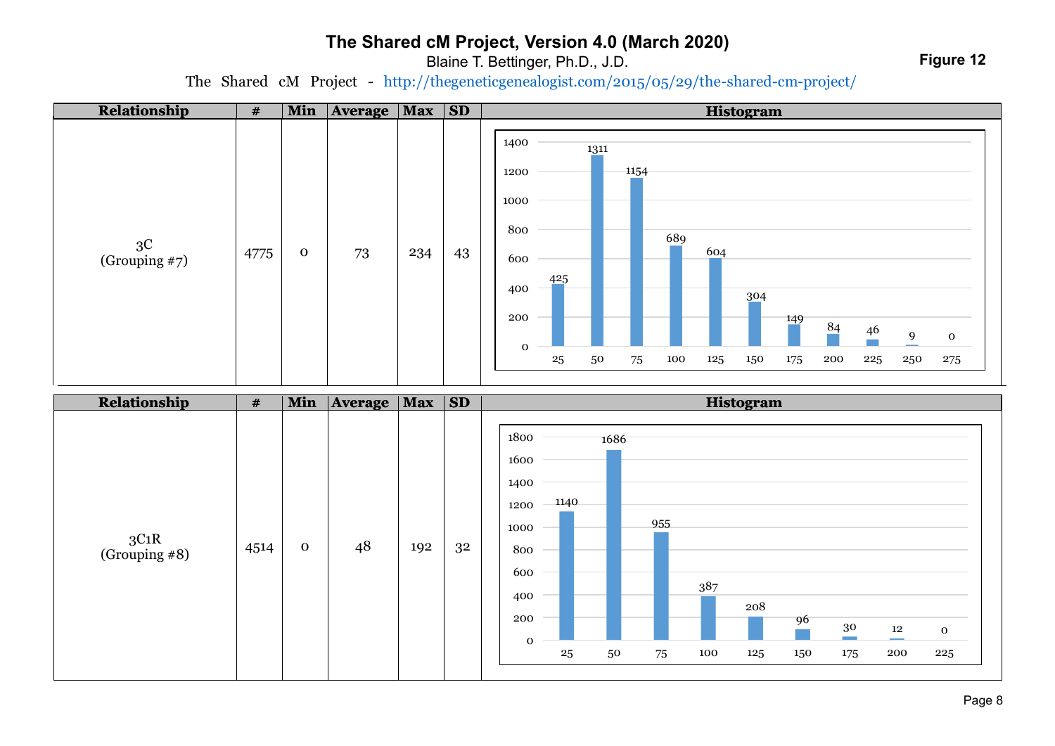# The Shared cM Project, Version 4.0 (March 2020)

Blaine T. Bettinger, Ph.D., J.D.

**Figure 12**

The Shared cM Project - http://thegeneticgenealogist.com/2015/05/29/the-shared-cm-project/

| Relationship | # | Min | Average | Max | SD | Histogram |
|---|---|---|---|---|---|---|
| 3C (Grouping #7) | 4775 | 0 | 73 | 234 | 43 | |

1400
1200
1000
800
600
400
200
0

425, 1311, 1154, 689, 604, 304, 149, 84, 46, 9, 0

25, 50, 75, 100, 125, 150, 175, 200, 225, 250, 275

| Relationship | # | Min | Average | Max | SD | Histogram |
|---|---|---|---|---|---|---|
| 3C1R (Grouping #8) | 4514 | 0 | 48 | 192 | 32 | |

1800
1600
1400
1200
1000
800
600
400
200
0

1140, 1686, 955, 387, 208, 96, 30, 12, 0

25, 50, 75, 100, 125, 150, 175, 200, 225